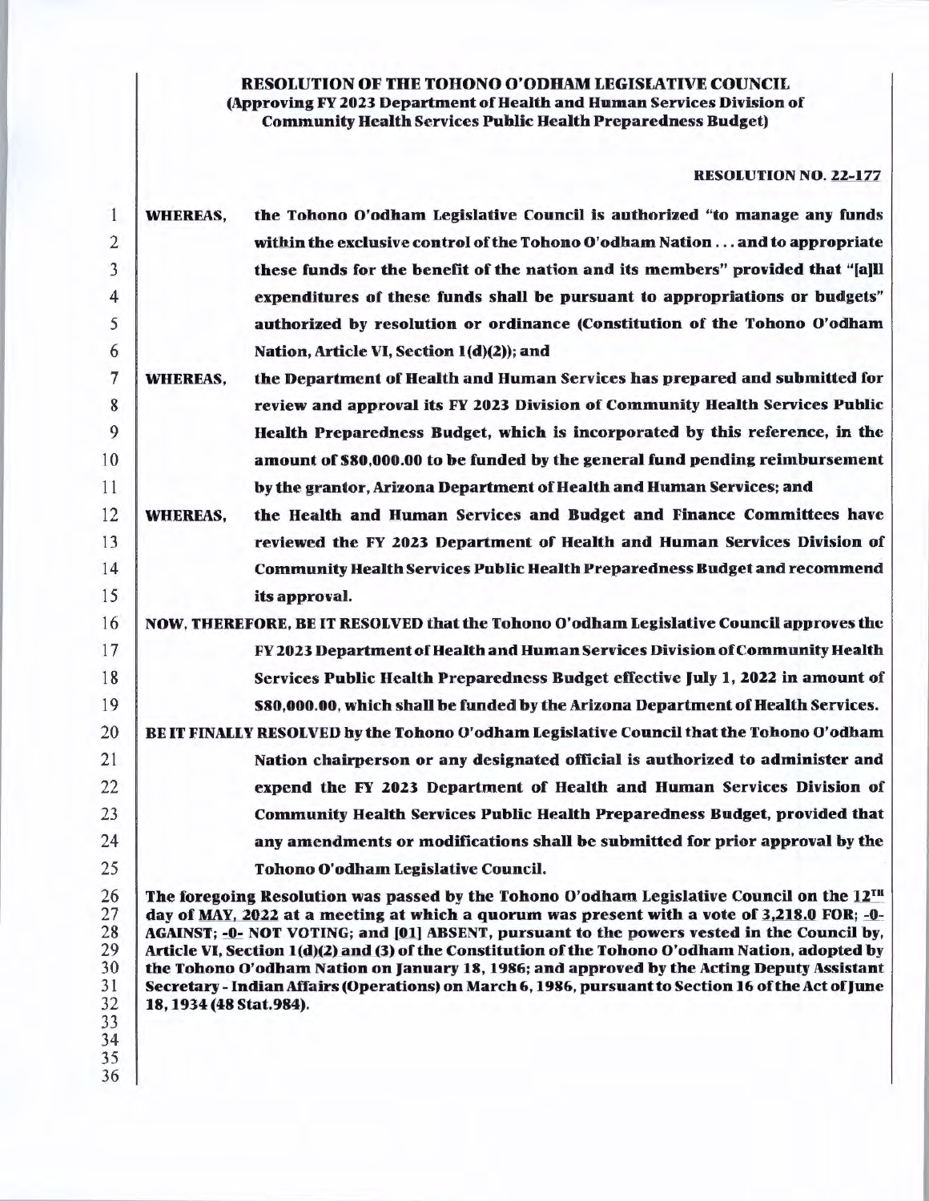**RESOLUTION OF THE TOHONO O'ODHAM LEGISLATIVE COUNCIL**
**(Approving FY 2023 Department of Health and Human Services Division of Community Health Services Public Health Preparedness Budget)**

**RESOLUTION NO. 22-177**

**WHEREAS,** the Tohono O'odham Legislative Council is authorized "to manage any funds within the exclusive control of the Tohono O'odham Nation . . . and to appropriate these funds for the benefit of the nation and its members" provided that "[a]ll expenditures of these funds shall be pursuant to appropriations or budgets" authorized by resolution or ordinance (Constitution of the Tohono O'odham Nation, Article VI, Section 1(d)(2)); and

**WHEREAS,** the Department of Health and Human Services has prepared and submitted for review and approval its FY 2023 Division of Community Health Services Public Health Preparedness Budget, which is incorporated by this reference, in the amount of $80,000.00 to be funded by the general fund pending reimbursement by the grantor, Arizona Department of Health and Human Services; and

**WHEREAS,** the Health and Human Services and Budget and Finance Committees have reviewed the FY 2023 Department of Health and Human Services Division of Community Health Services Public Health Preparedness Budget and recommend its approval.

**NOW, THEREFORE, BE IT RESOLVED** that the Tohono O'odham Legislative Council approves the FY 2023 Department of Health and Human Services Division of Community Health Services Public Health Preparedness Budget effective July 1, 2022 in amount of $80,000.00, which shall be funded by the Arizona Department of Health Services.

**BE IT FINALLY RESOLVED** by the Tohono O'odham Legislative Council that the Tohono O'odham Nation chairperson or any designated official is authorized to administer and expend the FY 2023 Department of Health and Human Services Division of Community Health Services Public Health Preparedness Budget, provided that any amendments or modifications shall be submitted for prior approval by the Tohono O'odham Legislative Council.

The foregoing Resolution was passed by the Tohono O'odham Legislative Council on the 12TH day of MAY, 2022 at a meeting at which a quorum was present with a vote of 3,218.0 FOR; -0- AGAINST; -0- NOT VOTING; and [01] ABSENT, pursuant to the powers vested in the Council by, Article VI, Section 1(d)(2) and (3) of the Constitution of the Tohono O'odham Nation, adopted by the Tohono O'odham Nation on January 18, 1986; and approved by the Acting Deputy Assistant Secretary - Indian Affairs (Operations) on March 6, 1986, pursuant to Section 16 of the Act of June 18, 1934 (48 Stat.984).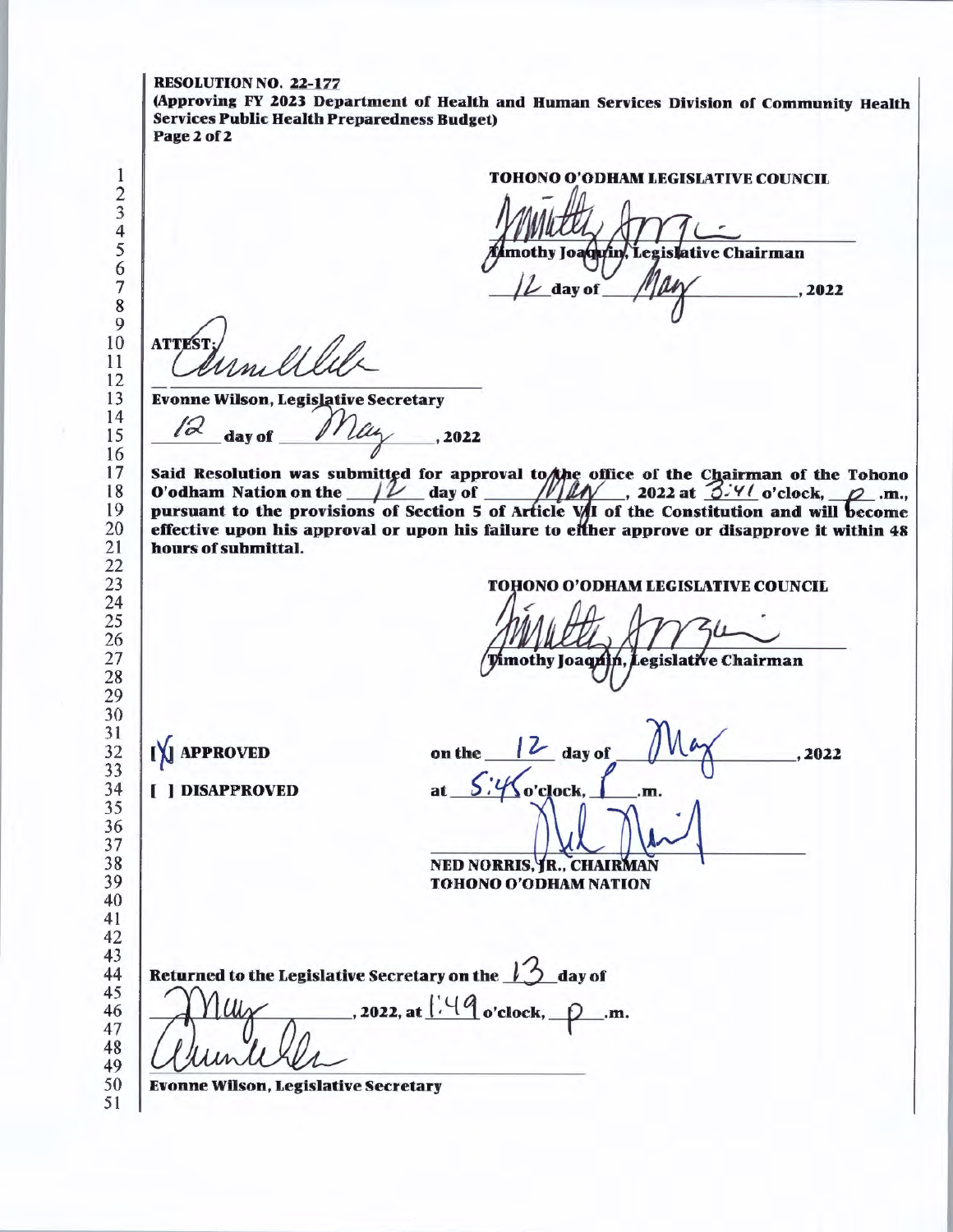**RESOLUTION NO. 22-177**
**(Approving FY 2023 Department of Health and Human Services Division of Community Health Services Public Health Preparedness Budget)**
**Page 2 of 2**

**TOHONO O'ODHAM LEGISLATIVE COUNCIL**

**Timothy Joaquin, Legislative Chairman**

12 day of May, 2022

**ATTEST:**

**Evonne Wilson, Legislative Secretary**

12 day of May, 2022

**Said Resolution was submitted for approval to the office of the Chairman of the Tohono O'odham Nation on the 12 day of May, 2022 at 3:41 o'clock, p .m., pursuant to the provisions of Section 5 of Article VII of the Constitution and will become effective upon his approval or upon his failure to either approve or disapprove it within 48 hours of submittal.**

**TOHONO O'ODHAM LEGISLATIVE COUNCIL**

**Timothy Joaquin, Legislative Chairman**

**[X] APPROVED** on the 12 day of May, 2022

**[ ] DISAPPROVED** at 5:45 o'clock, P .m.

**NED NORRIS, JR., CHAIRMAN**
**TOHONO O'ODHAM NATION**

**Returned to the Legislative Secretary on the 13 day of May, 2022, at 1:49 o'clock, p .m.**

**Evonne Wilson, Legislative Secretary**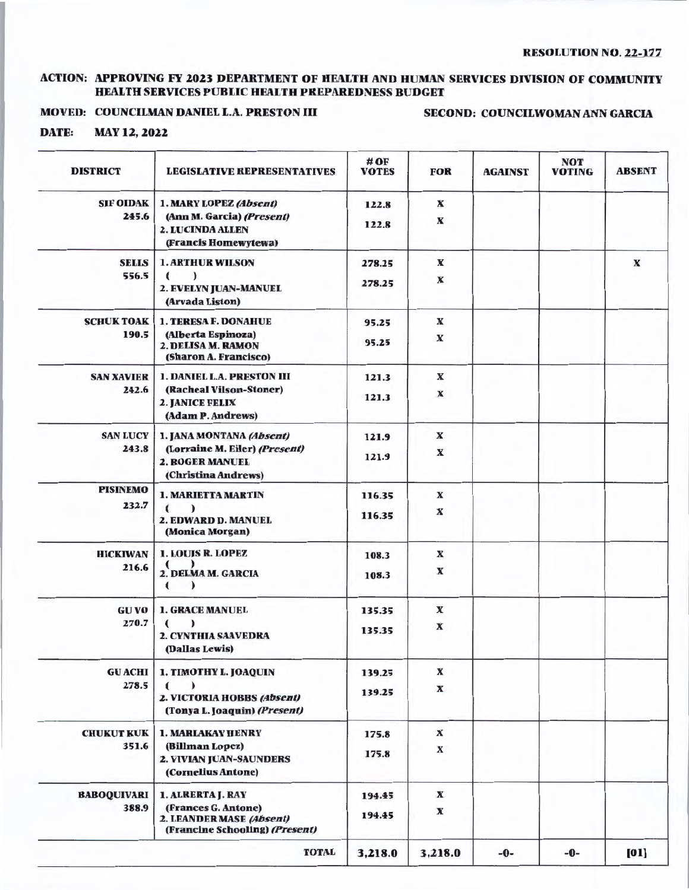**RESOLUTION NO. 22-177**

**ACTION: APPROVING FY 2023 DEPARTMENT OF HEALTH AND HUMAN SERVICES DIVISION OF COMMUNITY HEALTH SERVICES PUBLIC HEALTH PREPAREDNESS BUDGET**

**MOVED: COUNCILMAN DANIEL L.A. PRESTON III** **SECOND: COUNCILWOMAN ANN GARCIA**

**DATE: MAY 12, 2022**

| DISTRICT | LEGISLATIVE REPRESENTATIVES | # OF VOTES | FOR | AGAINST | NOT VOTING | ABSENT |
|---|---|---|---|---|---|---|
| **SIF OIDAK** 245.6 | **1. MARY LOPEZ *(Absent)*** (Ann M. Garcia) *(Present)* **2. LUCINDA ALLEN** (Francis Homewytewa) | 122.8 / 122.8 | X / X | | | |
| **SELLS** 556.5 | **1. ARTHUR WILSON** ( ) **2. EVELYN JUAN-MANUEL** (Arvada Liston) | 278.25 / 278.25 | X / X | | | X |
| **SCHUK TOAK** 190.5 | **1. TERESA F. DONAHUE** (Alberta Espinoza) **2. DELISA M. RAMON** (Sharon A. Francisco) | 95.25 / 95.25 | X / X | | | |
| **SAN XAVIER** 242.6 | **1. DANIEL L.A. PRESTON III** (Racheal Vilson-Stoner) **2. JANICE FELIX** (Adam P. Andrews) | 121.3 / 121.3 | X / X | | | |
| **SAN LUCY** 243.8 | **1. JANA MONTANA *(Absent)*** (Lorraine M. Eiler) *(Present)* **2. ROGER MANUEL** (Christina Andrews) | 121.9 / 121.9 | X / X | | | |
| **PISINEMO** 232.7 | **1. MARIETTA MARTIN** ( ) **2. EDWARD D. MANUEL** (Monica Morgan) | 116.35 / 116.35 | X / X | | | |
| **HICKIWAN** 216.6 | **1. LOUIS R. LOPEZ** ( ) **2. DELMA M. GARCIA** ( ) | 108.3 / 108.3 | X / X | | | |
| **GU VO** 270.7 | **1. GRACE MANUEL** ( ) **2. CYNTHIA SAAVEDRA** (Dallas Lewis) | 135.35 / 135.35 | X / X | | | |
| **GU ACHI** 278.5 | **1. TIMOTHY L. JOAQUIN** ( ) **2. VICTORIA HOBBS *(Absent)*** (Tonya L. Joaquin) *(Present)* | 139.25 / 139.25 | X / X | | | |
| **CHUKUT KUK** 351.6 | **1. MARLAKAY HENRY** (Billman Lopez) **2. VIVIAN JUAN-SAUNDERS** (Cornelius Antone) | 175.8 / 175.8 | X / X | | | |
| **BABOQUIVARI** 388.9 | **1. ALBERTA J. RAY** (Frances G. Antone) **2. LEANDER MASE *(Absent)*** (Francine Schooling) *(Present)* | 194.45 / 194.45 | X / X | | | |
| | **TOTAL** | **3,218.0** | **3,218.0** | **-0-** | **-0-** | **[01]** |